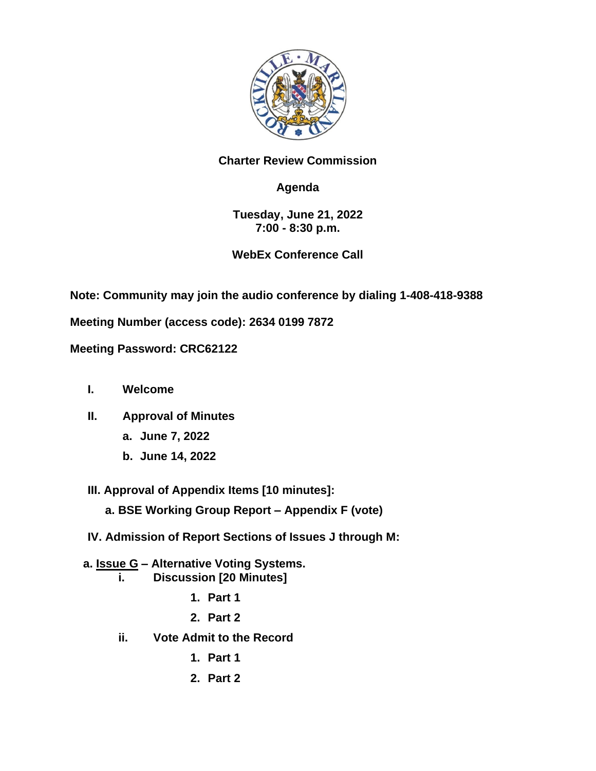**Charter Review Commission**

**Agenda**

**Tuesday, June 21, 2022**
**7:00 - 8:30 p.m.**

**WebEx Conference Call**

**Note: Community may join the audio conference by dialing 1-408-418-9388**

**Meeting Number (access code): 2634 0199 7872**

**Meeting Password: CRC62122**

**I. Welcome**

**II. Approval of Minutes**

- **a. June 7, 2022**
- **b. June 14, 2022**

**III. Approval of Appendix Items [10 minutes]:**

- **a. BSE Working Group Report – Appendix F (vote)**

**IV. Admission of Report Sections of Issues J through M:**

**a. <u>Issue G</u> – Alternative Voting Systems.**

- **i. Discussion [20 Minutes]**
  1. **Part 1**
  2. **Part 2**
- **ii. Vote Admit to the Record**
  1. **Part 1**
  2. **Part 2**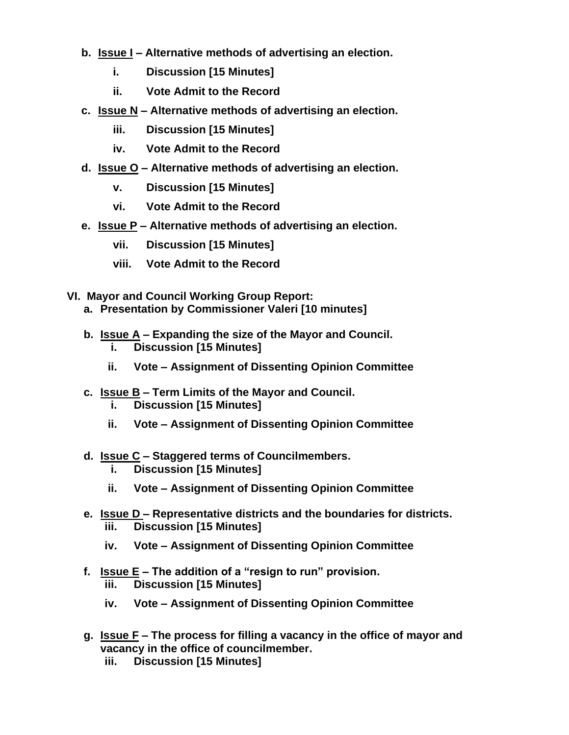- **b. <u>Issue I</u> – Alternative methods of advertising an election.**
  - **i. Discussion [15 Minutes]**
  - **ii. Vote Admit to the Record**
- **c. <u>Issue N</u> – Alternative methods of advertising an election.**
  - **iii. Discussion [15 Minutes]**
  - **iv. Vote Admit to the Record**
- **d. <u>Issue O</u> – Alternative methods of advertising an election.**
  - **v. Discussion [15 Minutes]**
  - **vi. Vote Admit to the Record**
- **e. <u>Issue P</u> – Alternative methods of advertising an election.**
  - **vii. Discussion [15 Minutes]**
  - **viii. Vote Admit to the Record**

**VI. Mayor and Council Working Group Report:**

- **a. Presentation by Commissioner Valeri [10 minutes]**
- **b. <u>Issue A</u> – Expanding the size of the Mayor and Council.**
  - **i. Discussion [15 Minutes]**
  - **ii. Vote – Assignment of Dissenting Opinion Committee**
- **c. <u>Issue B</u> – Term Limits of the Mayor and Council.**
  - **i. Discussion [15 Minutes]**
  - **ii. Vote – Assignment of Dissenting Opinion Committee**
- **d. <u>Issue C</u> – Staggered terms of Councilmembers.**
  - **i. Discussion [15 Minutes]**
  - **ii. Vote – Assignment of Dissenting Opinion Committee**
- **e. <u>Issue D</u> – Representative districts and the boundaries for districts.**
  - **iii. Discussion [15 Minutes]**
  - **iv. Vote – Assignment of Dissenting Opinion Committee**
- **f. <u>Issue E</u> – The addition of a "resign to run" provision.**
  - **iii. Discussion [15 Minutes]**
  - **iv. Vote – Assignment of Dissenting Opinion Committee**
- **g. <u>Issue F</u> – The process for filling a vacancy in the office of mayor and vacancy in the office of councilmember.**
  - **iii. Discussion [15 Minutes]**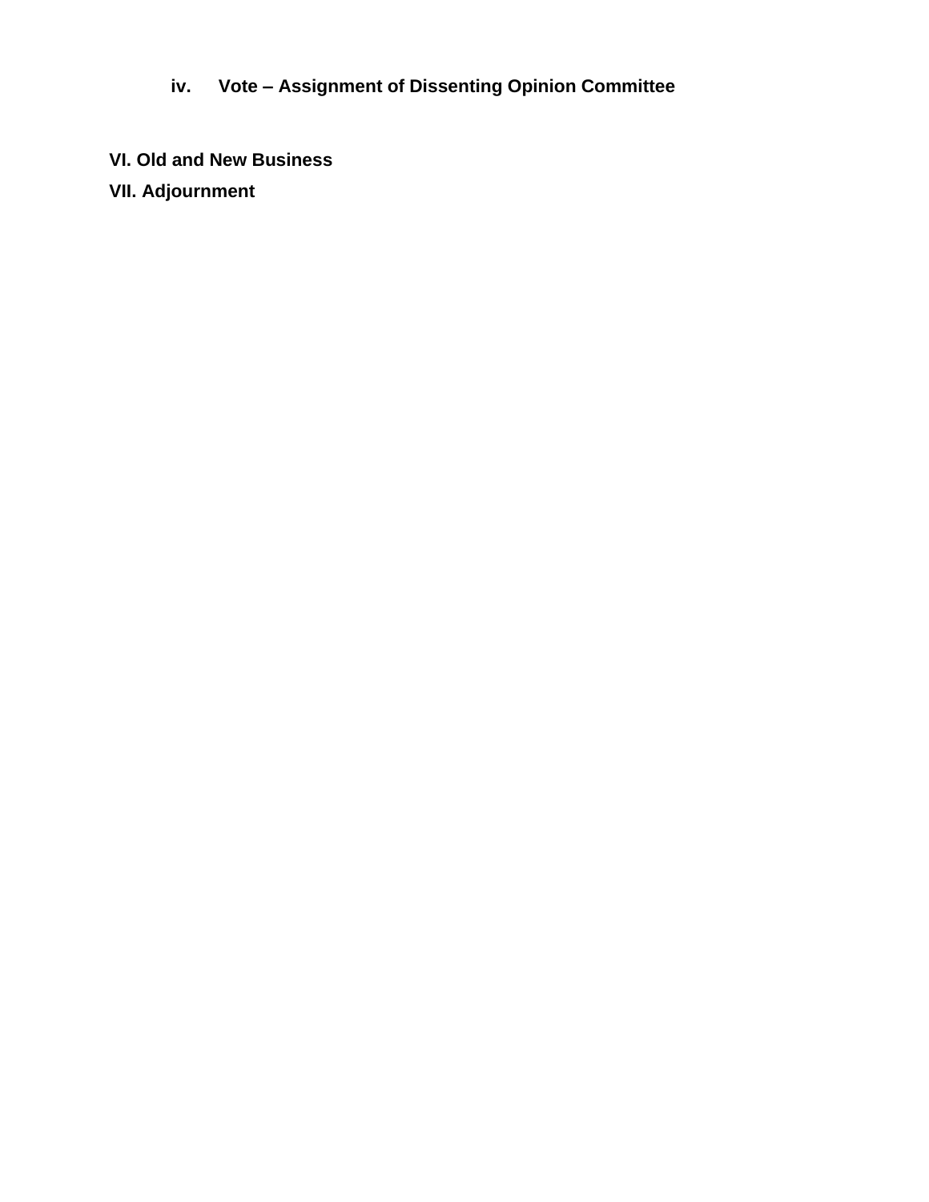iv. **Vote – Assignment of Dissenting Opinion Committee**

**VI. Old and New Business**

**VII. Adjournment**